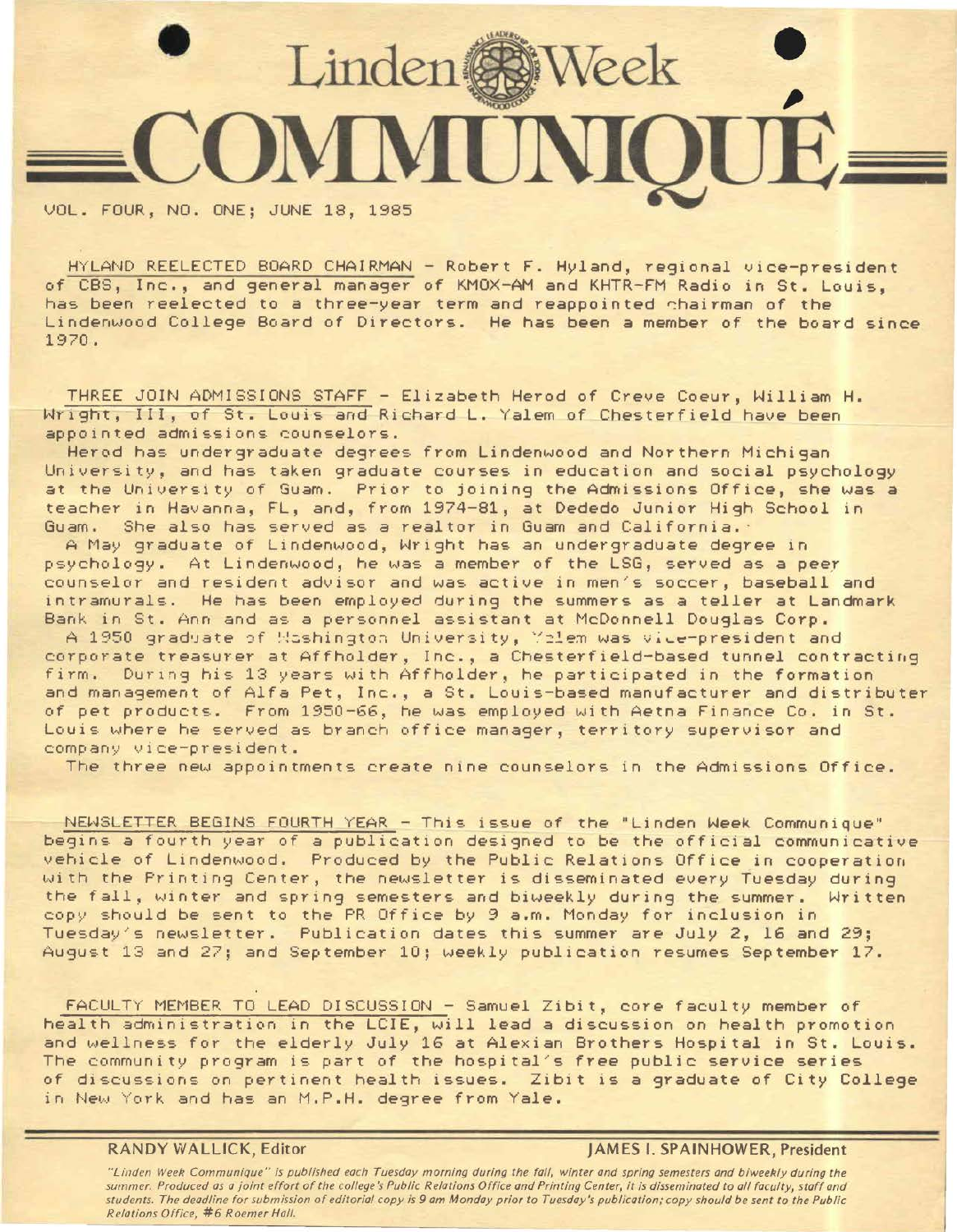# Linden Week COMMUNIQUÉ

VOL. FOUR, NO. ONE; JUNE 18, 1985

HYLAND REELECTED BOARD CHAIRMAN - Robert F. Hyland, regional vice-president of CBS, Inc., and general manager of KMOX-AM and KHTR-FM Radio in St. Louis, has been reelected to a three-year term and reappointed chairman of the Lindenwood College Board of Directors. He has been a member of the board since 1970.

THREE JOIN ADMISSIONS STAFF - Elizabeth Herod of Creve Coeur, William H. Wright, III, of St. Louis and Richard L. Yalem of Chesterfield have been appointed admissions counselors.

Herod has undergraduate degrees from Lindenwood and Northern Michigan University, and has taken graduate courses in education and social psychology at the University of Guam. Prior to joining the Admissions Office, she was a teacher in Havanna, FL, and, from 1974-81, at Dededo Junior High School in Guam. She also has served as a realtor in Guam and California.

A May graduate of Lindenwood, Wright has an undergraduate degree in psychology. At Lindenwood, he was a member of the LSG, served as a peer counselor and resident advisor and was active in men's soccer, baseball and intramurals. He has been employed during the summers as a teller at Landmark Bank in St. Ann and as a personnel assistant at McDonnell Douglas Corp.

A 1950 graduate of Washington University, Yalem was vice-president and corporate treasurer at Affholder, Inc., a Chesterfield-based tunnel contracting firm. During his 13 years with Affholder, he participated in the formation and management of Alfa Pet, Inc., a St. Louis-based manufacturer and distributer of pet products. From 1950-66, he was employed with Aetna Finance Co. in St. Louis where he served as branch office manager, territory supervisor and company vice-president.

The three new appointments create nine counselors in the Admissions Office.

NEWSLETTER BEGINS FOURTH YEAR - This issue of the "Linden Week Communique" begins a fourth year of a publication designed to be the official communicative vehicle of Lindenwood. Produced by the Public Relations Office in cooperation with the Printing Center, the newsletter is disseminated every Tuesday during the fall, winter and spring semesters and biweekly during the summer. Written copy should be sent to the PR Office by 9 a.m. Monday for inclusion in Tuesday's newsletter. Publication dates this summer are July 2, 16 and 29; August 13 and 27; and September 10; weekly publication resumes September 17.

FACULTY MEMBER TO LEAD DISCUSSION - Samuel Zibit, core faculty member of health administration in the LCIE, will lead a discussion on health promotion and wellness for the elderly July 16 at Alexian Brothers Hospital in St. Louis. The community program is part of the hospital's free public service series of discussions on pertinent health issues. Zibit is a graduate of City College in New York and has an M.P.H. degree from Yale.

**RANDY WALLICK, Editor** **JAMES I. SPAINHOWER, President**

*"Linden Week Communique" is published each Tuesday morning during the fall, winter and spring semesters and biweekly during the summer. Produced as a joint effort of the college's Public Relations Office and Printing Center, it is disseminated to all faculty, staff and students. The deadline for submission of editorial copy is 9 am Monday prior to Tuesday's publication; copy should be sent to the Public Relations Office, #6 Roemer Hall.*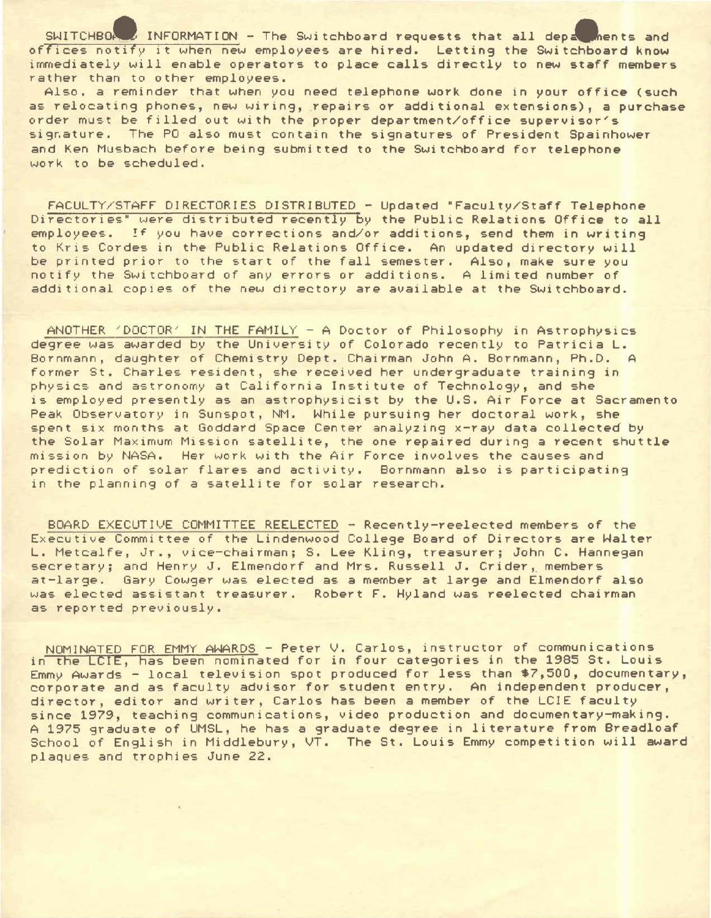SWITCHBOARD INFORMATION - The Switchboard requests that all departments and offices notify it when new employees are hired. Letting the Switchboard know immediately will enable operators to place calls directly to new staff members rather than to other employees.

Also, a reminder that when you need telephone work done in your office (such as relocating phones, new wiring, repairs or additional extensions), a purchase order must be filled out with the proper department/office supervisor's signature. The PO also must contain the signatures of President Spainhower and Ken Musbach before being submitted to the Switchboard for telephone work to be scheduled.

FACULTY/STAFF DIRECTORIES DISTRIBUTED - Updated "Faculty/Staff Telephone Directories" were distributed recently by the Public Relations Office to all employees. If you have corrections and/or additions, send them in writing to Kris Cordes in the Public Relations Office. An updated directory will be printed prior to the start of the fall semester. Also, make sure you notify the Switchboard of any errors or additions. A limited number of additional copies of the new directory are available at the Switchboard.

ANOTHER 'DOCTOR' IN THE FAMILY - A Doctor of Philosophy in Astrophysics degree was awarded by the University of Colorado recently to Patricia L. Bornmann, daughter of Chemistry Dept. Chairman John A. Bornmann, Ph.D. A former St. Charles resident, she received her undergraduate training in physics and astronomy at California Institute of Technology, and she is employed presently as an astrophysicist by the U.S. Air Force at Sacramento Peak Observatory in Sunspot, NM. While pursuing her doctoral work, she spent six months at Goddard Space Center analyzing x-ray data collected by the Solar Maximum Mission satellite, the one repaired during a recent shuttle mission by NASA. Her work with the Air Force involves the causes and prediction of solar flares and activity. Bornmann also is participating in the planning of a satellite for solar research.

BOARD EXECUTIVE COMMITTEE REELECTED - Recently-reelected members of the Executive Committee of the Lindenwood College Board of Directors are Walter L. Metcalfe, Jr., vice-chairman; S. Lee Kling, treasurer; John C. Hannegan secretary; and Henry J. Elmendorf and Mrs. Russell J. Crider, members at-large. Gary Cowger was elected as a member at large and Elmendorf also was elected assistant treasurer. Robert F. Hyland was reelected chairman as reported previously.

NOMINATED FOR EMMY AWARDS - Peter V. Carlos, instructor of communications in the LCIE, has been nominated for in four categories in the 1985 St. Louis Emmy Awards - local television spot produced for less than $7,500, documentary, corporate and as faculty advisor for student entry. An independent producer, director, editor and writer, Carlos has been a member of the LCIE faculty since 1979, teaching communications, video production and documentary-making. A 1975 graduate of UMSL, he has a graduate degree in literature from Breadloaf School of English in Middlebury, VT. The St. Louis Emmy competition will award plaques and trophies June 22.